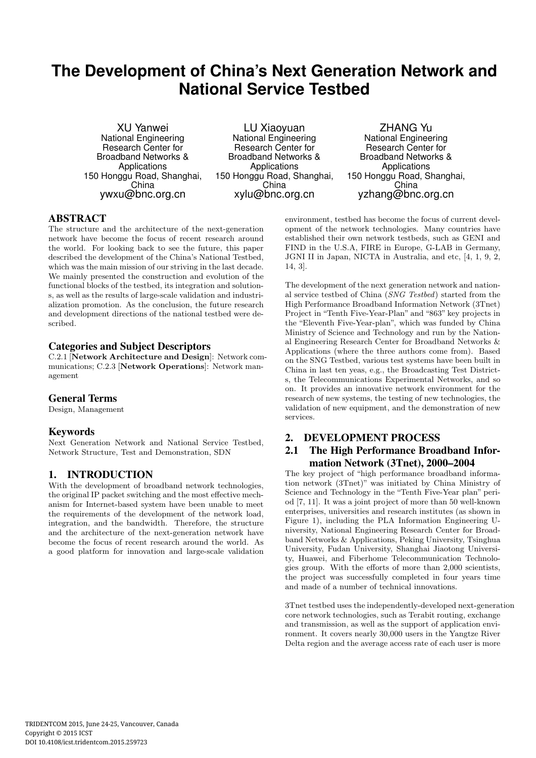# The Development of China's Next Generation Network and National Service Testbed

XU Yanwei
National Engineering Research Center for Broadband Networks & Applications
150 Honggu Road, Shanghai, China
ywxu@bnc.org.cn

LU Xiaoyuan
National Engineering Research Center for Broadband Networks & Applications
150 Honggu Road, Shanghai, China
xylu@bnc.org.cn

ZHANG Yu
National Engineering Research Center for Broadband Networks & Applications
150 Honggu Road, Shanghai, China
yzhang@bnc.org.cn

## ABSTRACT

The structure and the architecture of the next-generation network have become the focus of recent research around the world. For looking back to see the future, this paper described the development of the China's National Testbed, which was the main mission of our striving in the last decade. We mainly presented the construction and evolution of the functional blocks of the testbed, its integration and solutions, as well as the results of large-scale validation and industrialization promotion. As the conclusion, the future research and development directions of the national testbed were described.

## Categories and Subject Descriptors

C.2.1 [**Network Architecture and Design**]: Network communications; C.2.3 [**Network Operations**]: Network management

## General Terms

Design, Management

## Keywords

Next Generation Network and National Service Testbed, Network Structure, Test and Demonstration, SDN

## 1. INTRODUCTION

With the development of broadband network technologies, the original IP packet switching and the most effective mechanism for Internet-based system have been unable to meet the requirements of the development of the network load, integration, and the bandwidth. Therefore, the structure and the architecture of the next-generation network have become the focus of recent research around the world. As a good platform for innovation and large-scale validation environment, testbed has become the focus of current development of the network technologies. Many countries have established their own network testbeds, such as GENI and FIND in the U.S.A, FIRE in Europe, G-LAB in Germany, JGNI II in Japan, NICTA in Australia, and etc, [4, 1, 9, 2, 14, 3].

The development of the next generation network and national service testbed of China (*SNG Testbed*) started from the High Performance Broadband Information Network (3Tnet) Project in "Tenth Five-Year-Plan" and "863" key projects in the "Eleventh Five-Year-plan", which was funded by China Ministry of Science and Technology and run by the National Engineering Research Center for Broadband Networks & Applications (where the three authors come from). Based on the SNG Testbed, various test systems have been built in China in last ten yeas, e.g., the Broadcasting Test Districts, the Telecommunications Experimental Networks, and so on. It provides an innovative network environment for the research of new systems, the testing of new technologies, the validation of new equipment, and the demonstration of new services.

## 2. DEVELOPMENT PROCESS

### 2.1 The High Performance Broadband Information Network (3Tnet), 2000–2004

The key project of "high performance broadband information network (3Tnet)" was initiated by China Ministry of Science and Technology in the "Tenth Five-Year plan" period [7, 11]. It was a joint project of more than 50 well-known enterprises, universities and research institutes (as shown in Figure 1), including the PLA Information Engineering University, National Engineering Research Center for Broadband Networks & Applications, Peking University, Tsinghua University, Fudan University, Shanghai Jiaotong University, Huawei, and Fiberhome Telecommunication Technologies group. With the efforts of more than 2,000 scientists, the project was successfully completed in four years time and made of a number of technical innovations.

3Tnet testbed uses the independently-developed next-generation core network technologies, such as Terabit routing, exchange and transmission, as well as the support of application environment. It covers nearly 30,000 users in the Yangtze River Delta region and the average access rate of each user is more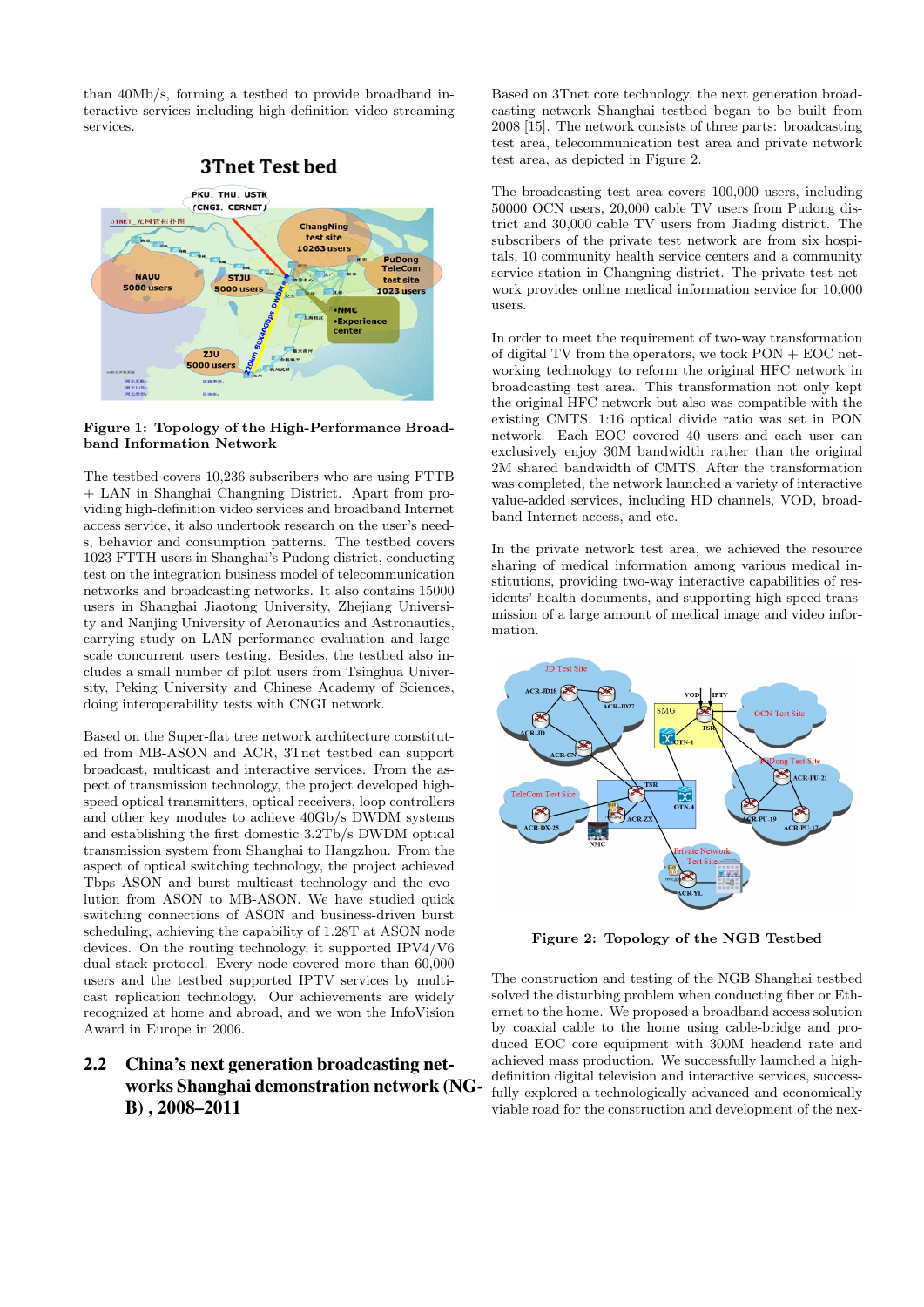than 40Mb/s, forming a testbed to provide broadband interactive services including high-definition video streaming services.

**Figure 1: Topology of the High-Performance Broadband Information Network**

The testbed covers 10,236 subscribers who are using FTTB + LAN in Shanghai Changning District. Apart from providing high-definition video services and broadband Internet access service, it also undertook research on the user's needs, behavior and consumption patterns. The testbed covers 1023 FTTH users in Shanghai's Pudong district, conducting test on the integration business model of telecommunication networks and broadcasting networks. It also contains 15000 users in Shanghai Jiaotong University, Zhejiang University and Nanjing University of Aeronautics and Astronautics, carrying study on LAN performance evaluation and large-scale concurrent users testing. Besides, the testbed also includes a small number of pilot users from Tsinghua University, Peking University and Chinese Academy of Sciences, doing interoperability tests with CNGI network.

Based on the Super-flat tree network architecture constituted from MB-ASON and ACR, 3Tnet testbed can support broadcast, multicast and interactive services. From the aspect of transmission technology, the project developed high-speed optical transmitters, optical receivers, loop controllers and other key modules to achieve 40Gb/s DWDM systems and establishing the first domestic 3.2Tb/s DWDM optical transmission system from Shanghai to Hangzhou. From the aspect of optical switching technology, the project achieved Tbps ASON and burst multicast technology and the evolution from ASON to MB-ASON. We have studied quick switching connections of ASON and business-driven burst scheduling, achieving the capability of 1.28T at ASON node devices. On the routing technology, it supported IPV4/V6 dual stack protocol. Every node covered more than 60,000 users and the testbed supported IPTV services by multicast replication technology. Our achievements are widely recognized at home and abroad, and we won the InfoVision Award in Europe in 2006.

## 2.2 China's next generation broadcasting networks Shanghai demonstration network (NGB) , 2008–2011

Based on 3Tnet core technology, the next generation broadcasting network Shanghai testbed began to be built from 2008 [15]. The network consists of three parts: broadcasting test area, telecommunication test area and private network test area, as depicted in Figure 2.

The broadcasting test area covers 100,000 users, including 50000 OCN users, 20,000 cable TV users from Pudong district and 30,000 cable TV users from Jiading district. The subscribers of the private test network are from six hospitals, 10 community health service centers and a community service station in Changning district. The private test network provides online medical information service for 10,000 users.

In order to meet the requirement of two-way transformation of digital TV from the operators, we took PON + EOC networking technology to reform the original HFC network in broadcasting test area. This transformation not only kept the original HFC network but also was compatible with the existing CMTS. 1:16 optical divide ratio was set in PON network. Each EOC covered 40 users and each user can exclusively enjoy 30M bandwidth rather than the original 2M shared bandwidth of CMTS. After the transformation was completed, the network launched a variety of interactive value-added services, including HD channels, VOD, broadband Internet access, and etc.

In the private network test area, we achieved the resource sharing of medical information among various medical institutions, providing two-way interactive capabilities of residents' health documents, and supporting high-speed transmission of a large amount of medical image and video information.

**Figure 2: Topology of the NGB Testbed**

The construction and testing of the NGB Shanghai testbed solved the disturbing problem when conducting fiber or Ethernet to the home. We proposed a broadband access solution by coaxial cable to the home using cable-bridge and produced EOC core equipment with 300M headend rate and achieved mass production. We successfully launched a high-definition digital television and interactive services, successfully explored a technologically advanced and economically viable road for the construction and development of the nex-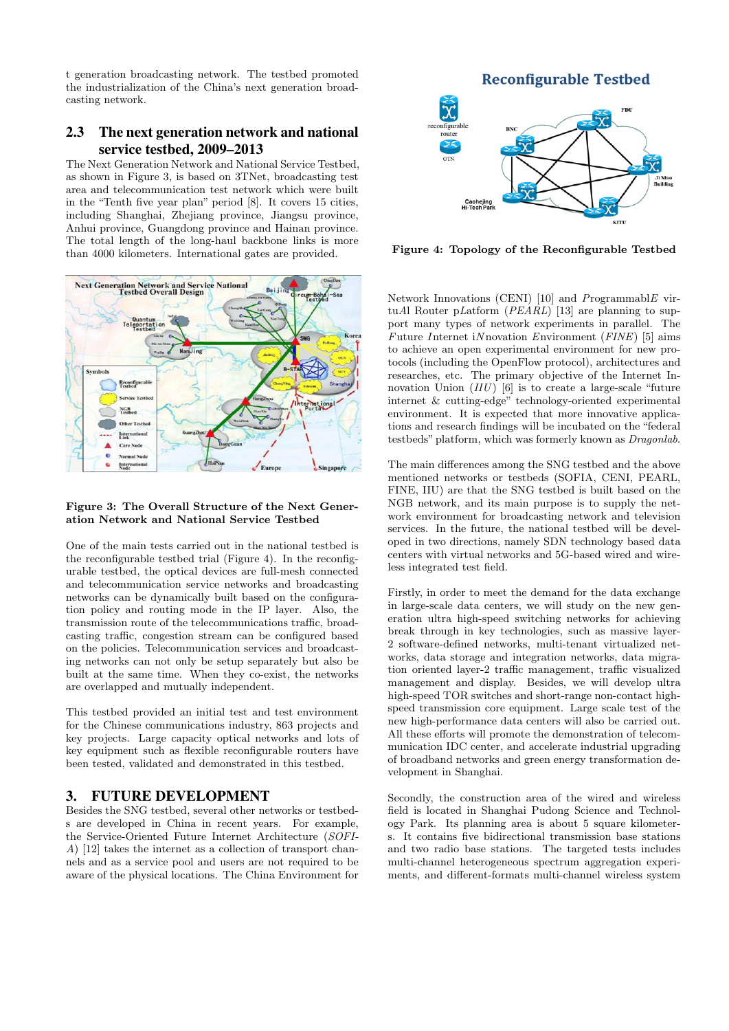t generation broadcasting network. The testbed promoted the industrialization of the China's next generation broadcasting network.

## 2.3 The next generation network and national service testbed, 2009–2013

The Next Generation Network and National Service Testbed, as shown in Figure 3, is based on 3TNet, broadcasting test area and telecommunication test network which were built in the "Tenth five year plan" period [8]. It covers 15 cities, including Shanghai, Zhejiang province, Jiangsu province, Anhui province, Guangdong province and Hainan province. The total length of the long-haul backbone links is more than 4000 kilometers. International gates are provided.

**Figure 3: The Overall Structure of the Next Generation Network and National Service Testbed**

One of the main tests carried out in the national testbed is the reconfigurable testbed trial (Figure 4). In the reconfigurable testbed, the optical devices are full-mesh connected and telecommunication service networks and broadcasting networks can be dynamically built based on the configuration policy and routing mode in the IP layer. Also, the transmission route of the telecommunications traffic, broadcasting traffic, congestion stream can be configured based on the policies. Telecommunication services and broadcasting networks can not only be setup separately but also be built at the same time. When they co-exist, the networks are overlapped and mutually independent.

This testbed provided an initial test and test environment for the Chinese communications industry, 863 projects and key projects. Large capacity optical networks and lots of key equipment such as flexible reconfigurable routers have been tested, validated and demonstrated in this testbed.

# 3. FUTURE DEVELOPMENT

Besides the SNG testbed, several other networks or testbeds are developed in China in recent years. For example, the Service-Oriented Future Internet Architecture (*SOFI-A*) [12] takes the internet as a collection of transport channels and as a service pool and users are not required to be aware of the physical locations. The China Environment for

**Figure 4: Topology of the Reconfigurable Testbed**

Network Innovations (CENI) [10] and *P*rogrammabl*E* vir-tu*A*l Router p*L*atform (*PEARL*) [13] are planning to support many types of network experiments in parallel. The *F*uture *I*nternet i*N*novation *E*nvironment (*FINE*) [5] aims to achieve an open experimental environment for new protocols (including the OpenFlow protocol), architectures and researches, etc. The primary objective of the Internet Innovation Union (*IIU*) [6] is to create a large-scale "future internet & cutting-edge" technology-oriented experimental environment. It is expected that more innovative applications and research findings will be incubated on the "federal testbeds" platform, which was formerly known as *Dragonlab*.

The main differences among the SNG testbed and the above mentioned networks or testbeds (SOFIA, CENI, PEARL, FINE, IIU) are that the SNG testbed is built based on the NGB network, and its main purpose is to supply the network environment for broadcasting network and television services. In the future, the national testbed will be developed in two directions, namely SDN technology based data centers with virtual networks and 5G-based wired and wireless integrated test field.

Firstly, in order to meet the demand for the data exchange in large-scale data centers, we will study on the new generation ultra high-speed switching networks for achieving break through in key technologies, such as massive layer-2 software-defined networks, multi-tenant virtualized networks, data storage and integration networks, data migration oriented layer-2 traffic management, traffic visualized management and display. Besides, we will develop ultra high-speed TOR switches and short-range non-contact high-speed transmission core equipment. Large scale test of the new high-performance data centers will also be carried out. All these efforts will promote the demonstration of telecommunication IDC center, and accelerate industrial upgrading of broadband networks and green energy transformation development in Shanghai.

Secondly, the construction area of the wired and wireless field is located in Shanghai Pudong Science and Technology Park. Its planning area is about 5 square kilometers. It contains five bidirectional transmission base stations and two radio base stations. The targeted tests includes multi-channel heterogeneous spectrum aggregation experiments, and different-formats multi-channel wireless system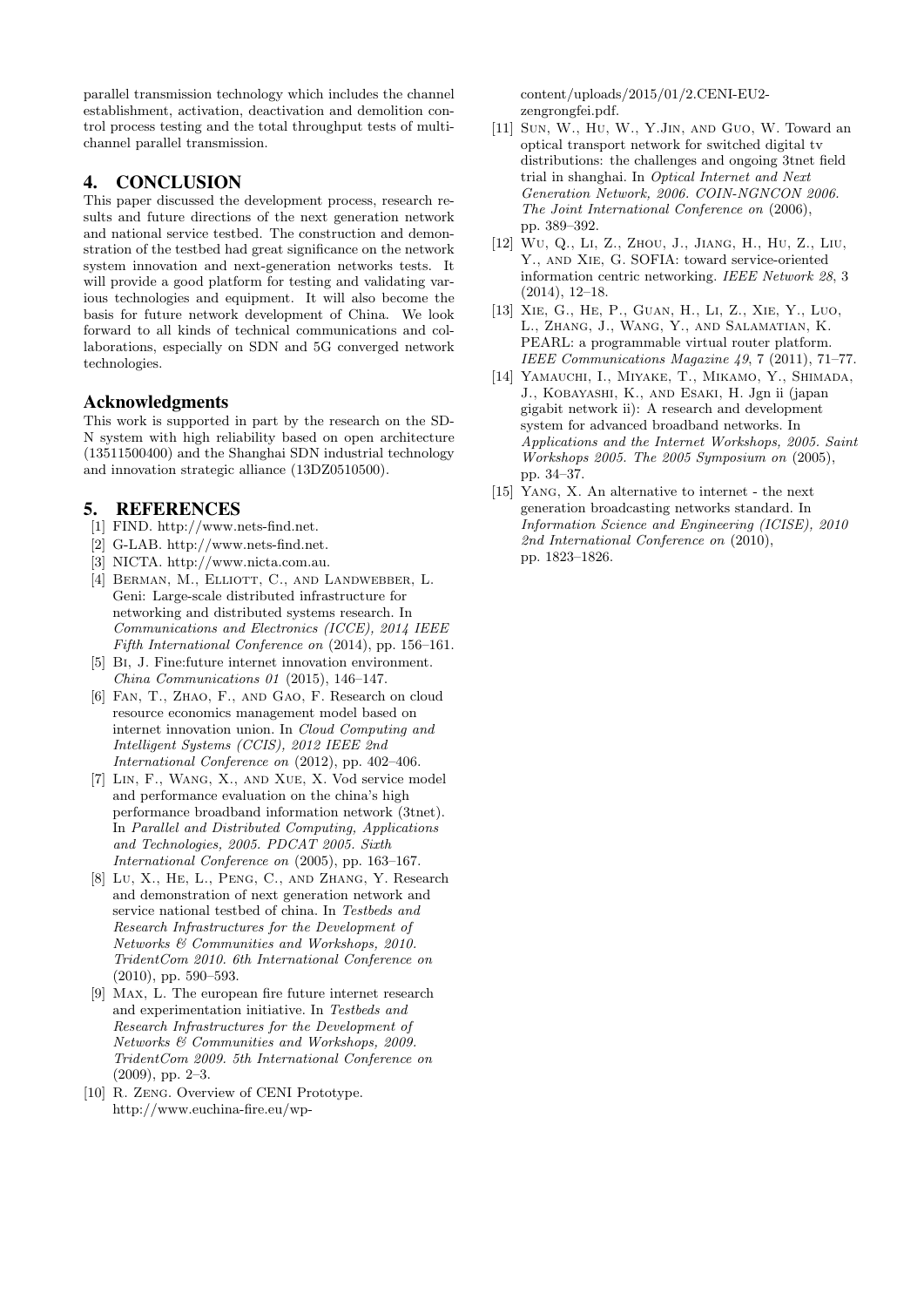parallel transmission technology which includes the channel establishment, activation, deactivation and demolition control process testing and the total throughput tests of multi-channel parallel transmission.

## 4. CONCLUSION

This paper discussed the development process, research results and future directions of the next generation network and national service testbed. The construction and demonstration of the testbed had great significance on the network system innovation and next-generation networks tests. It will provide a good platform for testing and validating various technologies and equipment. It will also become the basis for future network development of China. We look forward to all kinds of technical communications and collaborations, especially on SDN and 5G converged network technologies.

## Acknowledgments

This work is supported in part by the research on the SDN system with high reliability based on open architecture (13511500400) and the Shanghai SDN industrial technology and innovation strategic alliance (13DZ0510500).

## 5. REFERENCES

[1] FIND. http://www.nets-find.net.

[2] G-LAB. http://www.nets-find.net.

[3] NICTA. http://www.nicta.com.au.

[4] Berman, M., Elliott, C., and Landwebber, L. Geni: Large-scale distributed infrastructure for networking and distributed systems research. In *Communications and Electronics (ICCE), 2014 IEEE Fifth International Conference on* (2014), pp. 156–161.

[5] Bi, J. Fine:future internet innovation environment. *China Communications 01* (2015), 146–147.

[6] Fan, T., Zhao, F., and Gao, F. Research on cloud resource economics management model based on internet innovation union. In *Cloud Computing and Intelligent Systems (CCIS), 2012 IEEE 2nd International Conference on* (2012), pp. 402–406.

[7] Lin, F., Wang, X., and Xue, X. Vod service model and performance evaluation on the china's high performance broadband information network (3tnet). In *Parallel and Distributed Computing, Applications and Technologies, 2005. PDCAT 2005. Sixth International Conference on* (2005), pp. 163–167.

[8] Lu, X., He, L., Peng, C., and Zhang, Y. Research and demonstration of next generation network and service national testbed of china. In *Testbeds and Research Infrastructures for the Development of Networks & Communities and Workshops, 2010. TridentCom 2010. 6th International Conference on* (2010), pp. 590–593.

[9] Max, L. The european fire future internet research and experimentation initiative. In *Testbeds and Research Infrastructures for the Development of Networks & Communities and Workshops, 2009. TridentCom 2009. 5th International Conference on* (2009), pp. 2–3.

[10] R. Zeng. Overview of CENI Prototype. http://www.euchina-fire.eu/wp-content/uploads/2015/01/2.CENI-EU2-zengrongfei.pdf.

[11] Sun, W., Hu, W., Y.Jin, and Guo, W. Toward an optical transport network for switched digital tv distributions: the challenges and ongoing 3tnet field trial in shanghai. In *Optical Internet and Next Generation Network, 2006. COIN-NGNCON 2006. The Joint International Conference on* (2006), pp. 389–392.

[12] Wu, Q., Li, Z., Zhou, J., Jiang, H., Hu, Z., Liu, Y., and Xie, G. SOFIA: toward service-oriented information centric networking. *IEEE Network 28*, 3 (2014), 12–18.

[13] Xie, G., He, P., Guan, H., Li, Z., Xie, Y., Luo, L., Zhang, J., Wang, Y., and Salamatian, K. PEARL: a programmable virtual router platform. *IEEE Communications Magazine 49*, 7 (2011), 71–77.

[14] Yamauchi, I., Miyake, T., Mikamo, Y., Shimada, J., Kobayashi, K., and Esaki, H. Jgn ii (japan gigabit network ii): A research and development system for advanced broadband networks. In *Applications and the Internet Workshops, 2005. Saint Workshops 2005. The 2005 Symposium on* (2005), pp. 34–37.

[15] Yang, X. An alternative to internet - the next generation broadcasting networks standard. In *Information Science and Engineering (ICISE), 2010 2nd International Conference on* (2010), pp. 1823–1826.